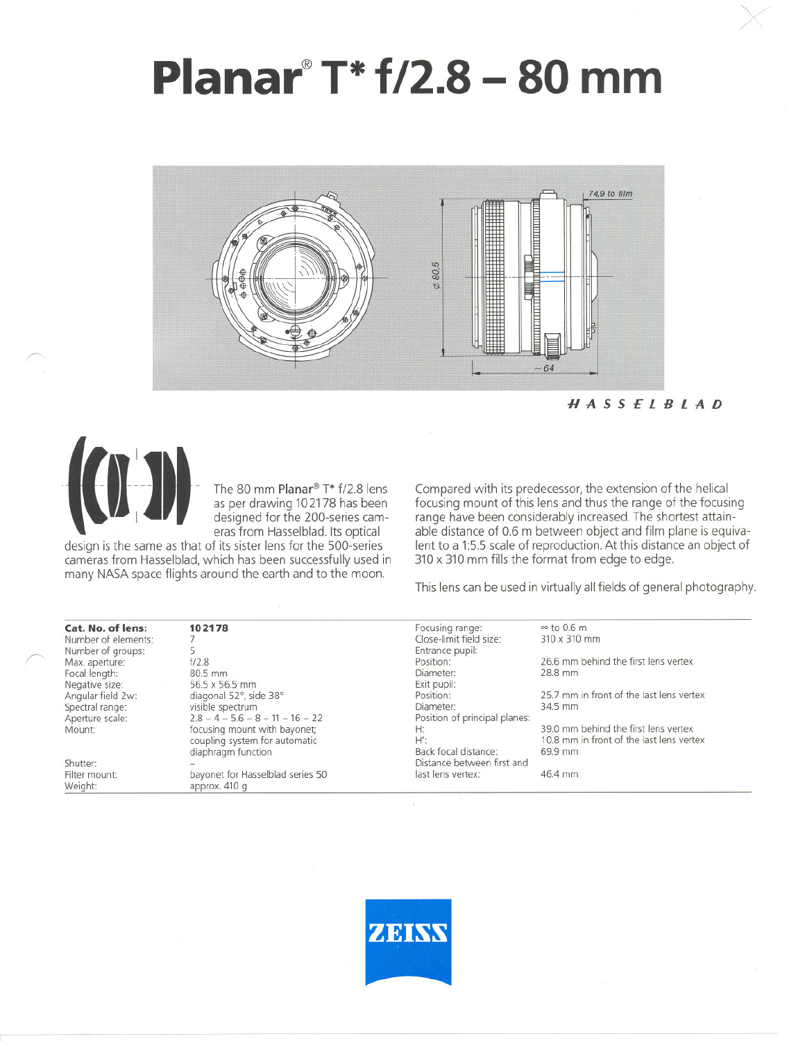# Planar® T* f/2.8 – 80 mm

HASSELBLAD

The 80 mm **Planar®** T* f/2.8 lens as per drawing 10 2178 has been designed for the 200-series cameras from Hasselblad. Its optical design is the same as that of its sister lens for the 500-series cameras from Hasselblad, which has been successfully used in many NASA space flights around the earth and to the moon.

Compared with its predecessor, the extension of the helical focusing mount of this lens and thus the range of the focusing range have been considerably increased. The shortest attainable distance of 0.6 m between object and film plane is equivalent to a 1:5.5 scale of reproduction. At this distance an object of 310 x 310 mm fills the format from edge to edge.

This lens can be used in virtually all fields of general photography.

| | |
|---|---|
| **Cat. No. of lens:** | **10 2178** |
| Number of elements: | 7 |
| Number of groups: | 5 |
| Max. aperture: | f/2.8 |
| Focal length: | 80.5 mm |
| Negative size: | 56.5 x 56.5 mm |
| Angular field 2w: | diagonal 52°, side 38° |
| Spectral range: | visible spectrum |
| Aperture scale: | 2.8 – 4 – 5.6 – 8 – 11 – 16 – 22 |
| Mount: | focusing mount with bayonet; coupling system for automatic diaphragm function |
| Shutter: | – |
| Filter mount: | bayonet for Hasselblad series 50 |
| Weight: | approx. 410 g |

| | |
|---|---|
| Focusing range: | ∞ to 0.6 m |
| Close-limit field size: | 310 x 310 mm |
| Entrance pupil: | |
| Position: | 26.6 mm behind the first lens vertex |
| Diameter: | 28.8 mm |
| Exit pupil: | |
| Position: | 25.7 mm in front of the last lens vertex |
| Diameter: | 34.5 mm |
| Position of principal planes: | |
| H: | 39.0 mm behind the first lens vertex |
| H': | 10.8 mm in front of the last lens vertex |
| Back focal distance: | 69.9 mm |
| Distance between first and last lens vertex: | 46.4 mm |

ZEISS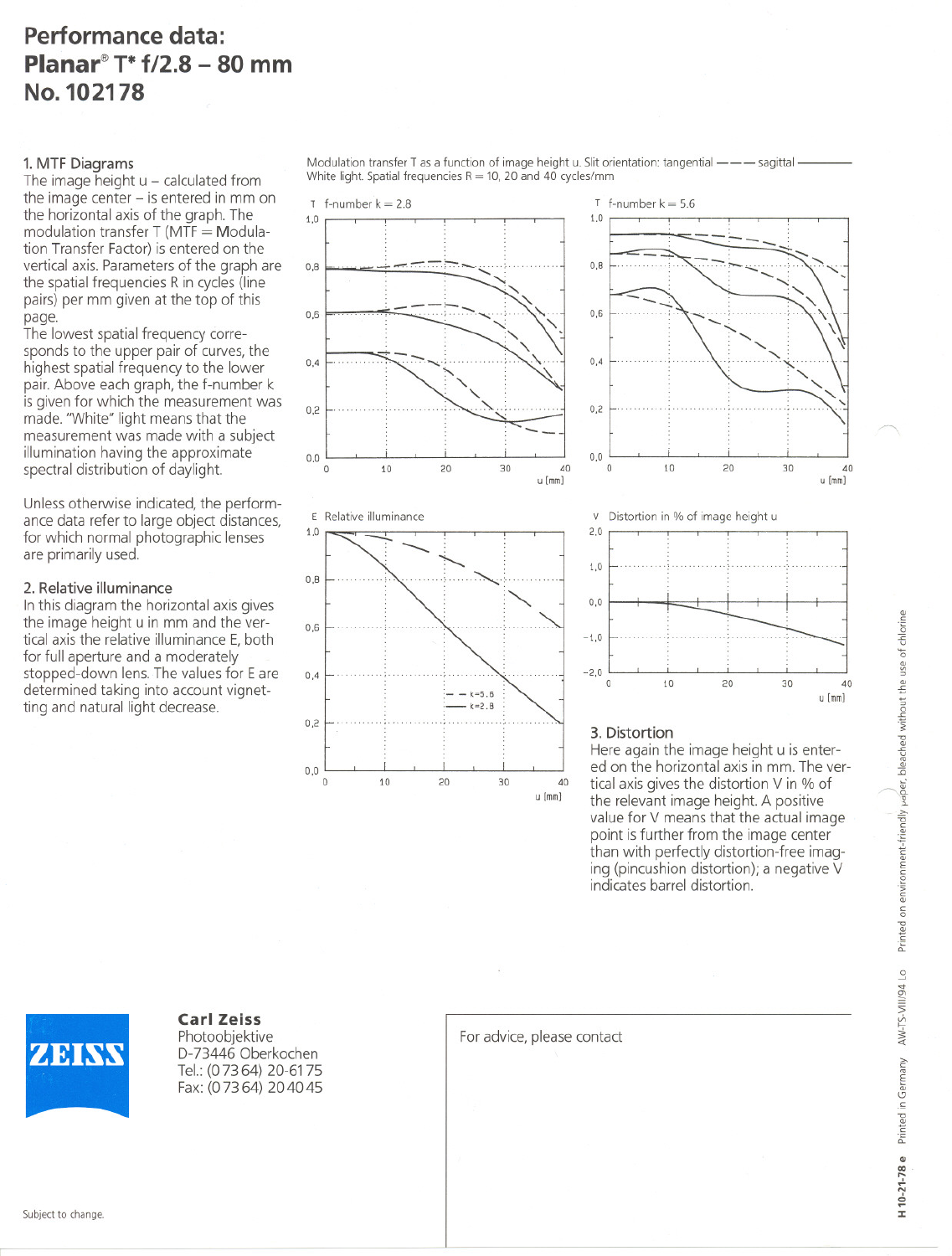# Performance data:

# **Planar® T\* f/2.8 – 80 mm**

# **No. 102178**

## 1. MTF Diagrams

The image height u – calculated from the image center – is entered in mm on the horizontal axis of the graph. The modulation transfer T (MTF = Modulation Transfer Factor) is entered on the vertical axis. Parameters of the graph are the spatial frequencies R in cycles (line pairs) per mm given at the top of this page.

The lowest spatial frequency corresponds to the upper pair of curves, the highest spatial frequency to the lower pair. Above each graph, the f-number k is given for which the measurement was made. "White" light means that the measurement was made with a subject illumination having the approximate spectral distribution of daylight.

Unless otherwise indicated, the performance data refer to large object distances, for which normal photographic lenses are primarily used.

Modulation transfer T as a function of image height u. Slit orientation: tangential – – – sagittal ———

White light. Spatial frequencies R = 10, 20 and 40 cycles/mm

T f-number k = 2.8

1,0
0,8
0,6
0,4
0,2
0,0
0 10 20 30 40
u [mm]

T f-number k = 5.6

1,0
0,8
0,6
0,4
0,2
0,0
0 10 20 30 40
u [mm]

## 2. Relative illuminance

In this diagram the horizontal axis gives the image height u in mm and the vertical axis the relative illuminance E, both for full aperture and a moderately stopped-down lens. The values for E are determined taking into account vignetting and natural light decrease.

E Relative illuminance

1,0
0,8
0,6
0,4
0,2
0,0
0 10 20 30 40
u [mm]

– – k=5.6
—— k=2.8

V Distortion in % of image height u

2,0
1,0
0,0
-1,0
-2,0
0 10 20 30 40
u [mm]

## 3. Distortion

Here again the image height u is entered on the horizontal axis in mm. The vertical axis gives the distortion V in % of the relevant image height. A positive value for V means that the actual image point is further from the image center than with perfectly distortion-free imaging (pincushion distortion); a negative V indicates barrel distortion.

ZEISS

**Carl Zeiss**
Photoobjektive
D-73446 Oberkochen
Tel.: (0 73 64) 20-61 75
Fax: (0 73 64) 20 40 45

For advice, please contact

Subject to change.

**H 10-21-78 e** Printed in Germany AW-TS-VIII/94 Lo Printed on environment-friendly paper, bleached without the use of chlorine